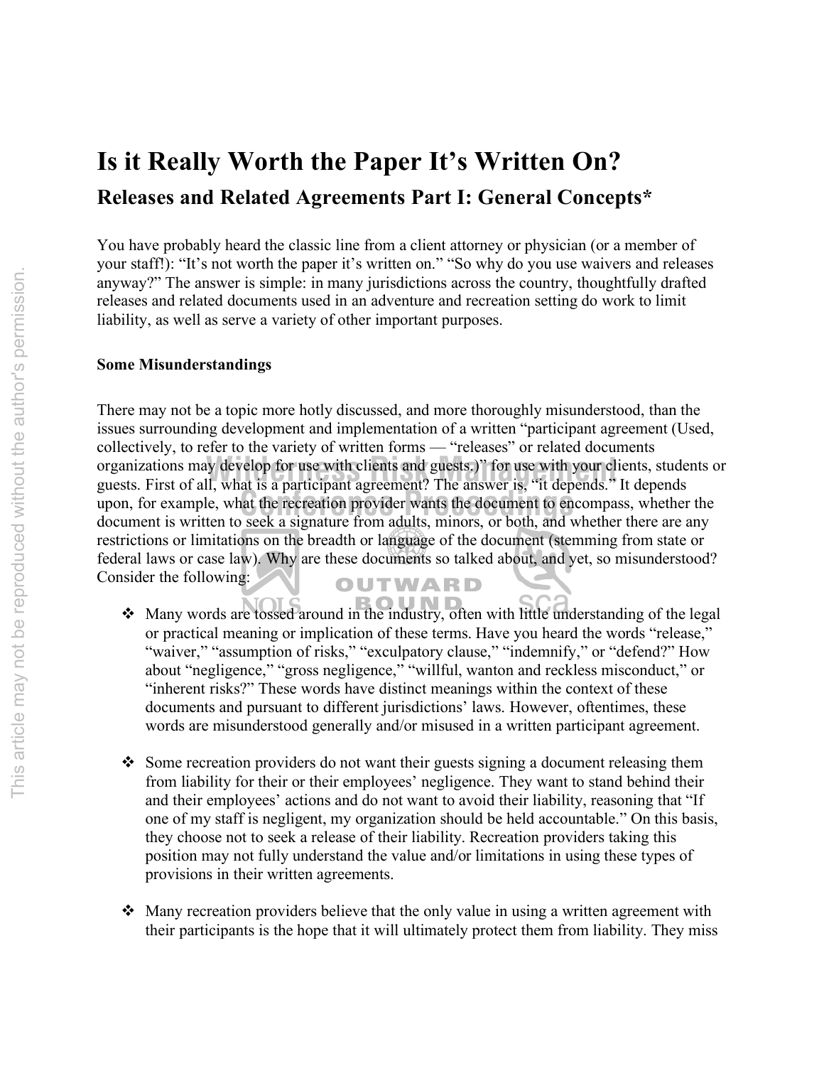# Is it Really Worth the Paper It's Written On?

## Releases and Related Agreements Part I: General Concepts*

You have probably heard the classic line from a client attorney or physician (or a member of your staff!): "It's not worth the paper it's written on." "So why do you use waivers and releases anyway?" The answer is simple: in many jurisdictions across the country, thoughtfully drafted releases and related documents used in an adventure and recreation setting do work to limit liability, as well as serve a variety of other important purposes.

**Some Misunderstandings**

There may not be a topic more hotly discussed, and more thoroughly misunderstood, than the issues surrounding development and implementation of a written "participant agreement (Used, collectively, to refer to the variety of written forms — "releases" or related documents organizations may develop for use with clients and guests.)" for use with your clients, students or guests. First of all, what is a participant agreement? The answer is, "it depends." It depends upon, for example, what the recreation provider wants the document to encompass, whether the document is written to seek a signature from adults, minors, or both, and whether there are any restrictions or limitations on the breadth or language of the document (stemming from state or federal laws or case law). Why are these documents so talked about, and yet, so misunderstood? Consider the following:

- Many words are tossed around in the industry, often with little understanding of the legal or practical meaning or implication of these terms. Have you heard the words "release," "waiver," "assumption of risks," "exculpatory clause," "indemnify," or "defend?" How about "negligence," "gross negligence," "willful, wanton and reckless misconduct," or "inherent risks?" These words have distinct meanings within the context of these documents and pursuant to different jurisdictions' laws. However, oftentimes, these words are misunderstood generally and/or misused in a written participant agreement.

- Some recreation providers do not want their guests signing a document releasing them from liability for their or their employees' negligence. They want to stand behind their and their employees' actions and do not want to avoid their liability, reasoning that "If one of my staff is negligent, my organization should be held accountable." On this basis, they choose not to seek a release of their liability. Recreation providers taking this position may not fully understand the value and/or limitations in using these types of provisions in their written agreements.

- Many recreation providers believe that the only value in using a written agreement with their participants is the hope that it will ultimately protect them from liability. They miss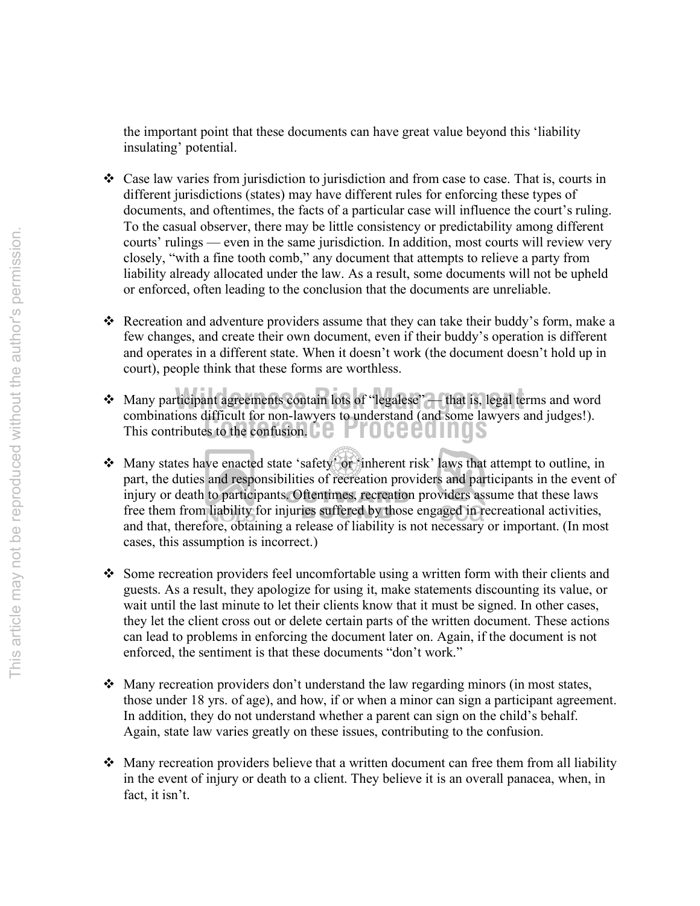the important point that these documents can have great value beyond this 'liability insulating' potential.

- Case law varies from jurisdiction to jurisdiction and from case to case. That is, courts in different jurisdictions (states) may have different rules for enforcing these types of documents, and oftentimes, the facts of a particular case will influence the court's ruling. To the casual observer, there may be little consistency or predictability among different courts' rulings — even in the same jurisdiction. In addition, most courts will review very closely, "with a fine tooth comb," any document that attempts to relieve a party from liability already allocated under the law. As a result, some documents will not be upheld or enforced, often leading to the conclusion that the documents are unreliable.

- Recreation and adventure providers assume that they can take their buddy's form, make a few changes, and create their own document, even if their buddy's operation is different and operates in a different state. When it doesn't work (the document doesn't hold up in court), people think that these forms are worthless.

- Many participant agreements contain lots of "legalese" — that is, legal terms and word combinations difficult for non-lawyers to understand (and some lawyers and judges!). This contributes to the confusion.

- Many states have enacted state 'safety' or 'inherent risk' laws that attempt to outline, in part, the duties and responsibilities of recreation providers and participants in the event of injury or death to participants. Oftentimes, recreation providers assume that these laws free them from liability for injuries suffered by those engaged in recreational activities, and that, therefore, obtaining a release of liability is not necessary or important. (In most cases, this assumption is incorrect.)

- Some recreation providers feel uncomfortable using a written form with their clients and guests. As a result, they apologize for using it, make statements discounting its value, or wait until the last minute to let their clients know that it must be signed. In other cases, they let the client cross out or delete certain parts of the written document. These actions can lead to problems in enforcing the document later on. Again, if the document is not enforced, the sentiment is that these documents "don't work."

- Many recreation providers don't understand the law regarding minors (in most states, those under 18 yrs. of age), and how, if or when a minor can sign a participant agreement. In addition, they do not understand whether a parent can sign on the child's behalf. Again, state law varies greatly on these issues, contributing to the confusion.

- Many recreation providers believe that a written document can free them from all liability in the event of injury or death to a client. They believe it is an overall panacea, when, in fact, it isn't.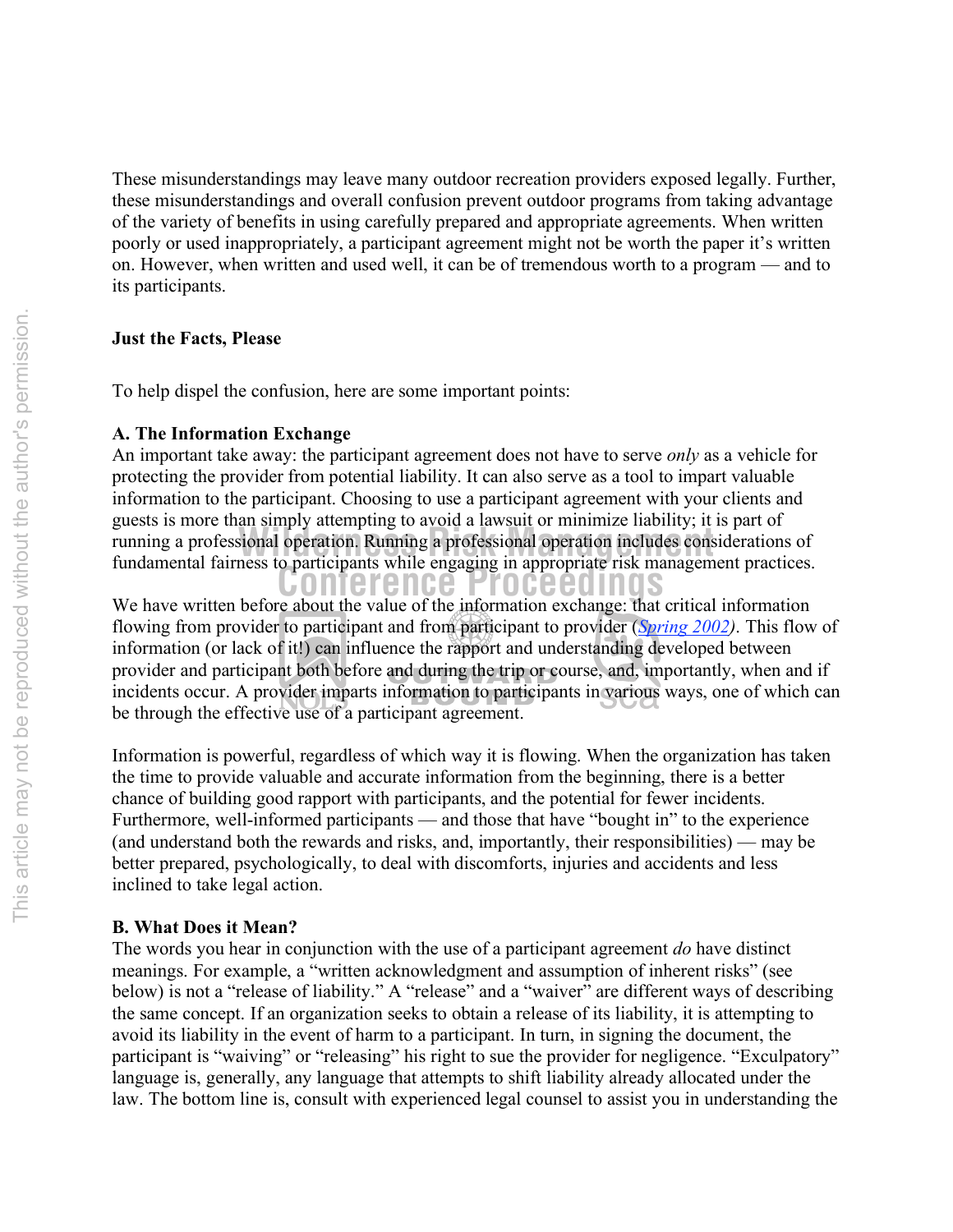These misunderstandings may leave many outdoor recreation providers exposed legally. Further, these misunderstandings and overall confusion prevent outdoor programs from taking advantage of the variety of benefits in using carefully prepared and appropriate agreements. When written poorly or used inappropriately, a participant agreement might not be worth the paper it's written on. However, when written and used well, it can be of tremendous worth to a program — and to its participants.

## Just the Facts, Please

To help dispel the confusion, here are some important points:

### A. The Information Exchange

An important take away: the participant agreement does not have to serve *only* as a vehicle for protecting the provider from potential liability. It can also serve as a tool to impart valuable information to the participant. Choosing to use a participant agreement with your clients and guests is more than simply attempting to avoid a lawsuit or minimize liability; it is part of running a professional operation. Running a professional operation includes considerations of fundamental fairness to participants while engaging in appropriate risk management practices.

We have written before about the value of the information exchange: that critical information flowing from provider to participant and from participant to provider (*Spring 2002*). This flow of information (or lack of it!) can influence the rapport and understanding developed between provider and participant both before and during the trip or course, and, importantly, when and if incidents occur. A provider imparts information to participants in various ways, one of which can be through the effective use of a participant agreement.

Information is powerful, regardless of which way it is flowing. When the organization has taken the time to provide valuable and accurate information from the beginning, there is a better chance of building good rapport with participants, and the potential for fewer incidents. Furthermore, well-informed participants — and those that have "bought in" to the experience (and understand both the rewards and risks, and, importantly, their responsibilities) — may be better prepared, psychologically, to deal with discomforts, injuries and accidents and less inclined to take legal action.

### B. What Does it Mean?

The words you hear in conjunction with the use of a participant agreement *do* have distinct meanings. For example, a "written acknowledgment and assumption of inherent risks" (see below) is not a "release of liability." A "release" and a "waiver" are different ways of describing the same concept. If an organization seeks to obtain a release of its liability, it is attempting to avoid its liability in the event of harm to a participant. In turn, in signing the document, the participant is "waiving" or "releasing" his right to sue the provider for negligence. "Exculpatory" language is, generally, any language that attempts to shift liability already allocated under the law. The bottom line is, consult with experienced legal counsel to assist you in understanding the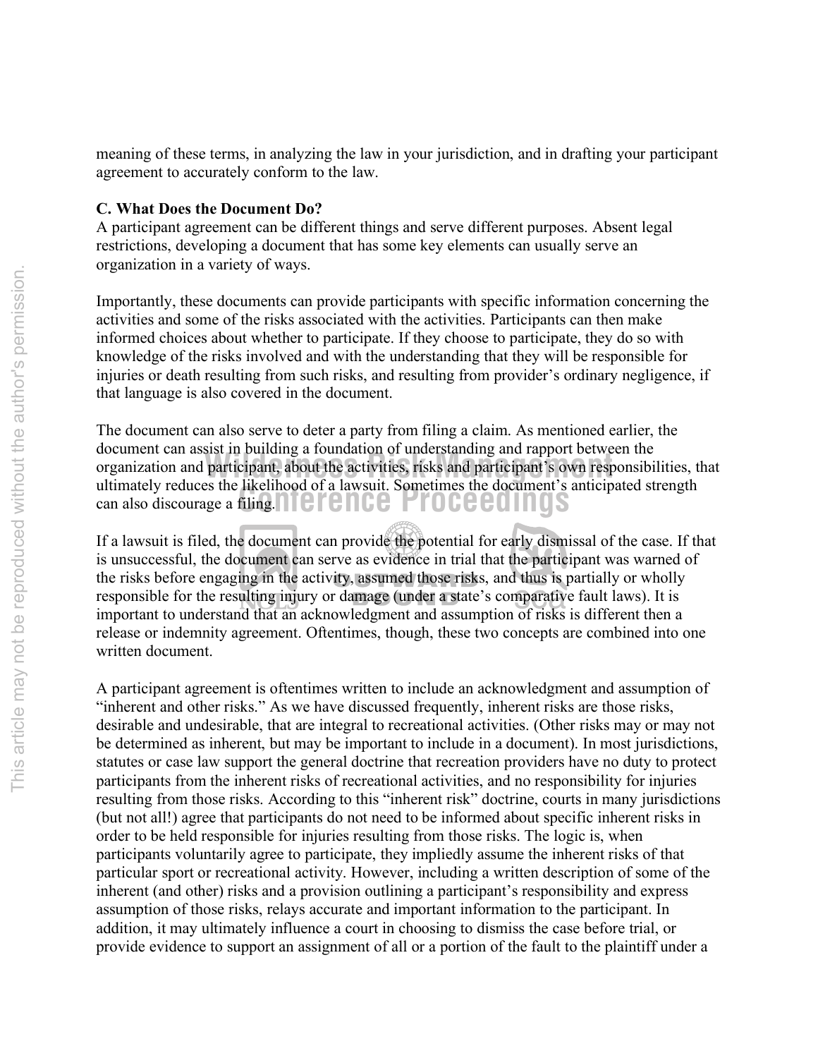meaning of these terms, in analyzing the law in your jurisdiction, and in drafting your participant agreement to accurately conform to the law.

**C. What Does the Document Do?**

A participant agreement can be different things and serve different purposes. Absent legal restrictions, developing a document that has some key elements can usually serve an organization in a variety of ways.

Importantly, these documents can provide participants with specific information concerning the activities and some of the risks associated with the activities. Participants can then make informed choices about whether to participate. If they choose to participate, they do so with knowledge of the risks involved and with the understanding that they will be responsible for injuries or death resulting from such risks, and resulting from provider's ordinary negligence, if that language is also covered in the document.

The document can also serve to deter a party from filing a claim. As mentioned earlier, the document can assist in building a foundation of understanding and rapport between the organization and participant, about the activities, risks and participant's own responsibilities, that ultimately reduces the likelihood of a lawsuit. Sometimes the document's anticipated strength can also discourage a filing.

If a lawsuit is filed, the document can provide the potential for early dismissal of the case. If that is unsuccessful, the document can serve as evidence in trial that the participant was warned of the risks before engaging in the activity, assumed those risks, and thus is partially or wholly responsible for the resulting injury or damage (under a state's comparative fault laws). It is important to understand that an acknowledgment and assumption of risks is different then a release or indemnity agreement. Oftentimes, though, these two concepts are combined into one written document.

A participant agreement is oftentimes written to include an acknowledgment and assumption of "inherent and other risks." As we have discussed frequently, inherent risks are those risks, desirable and undesirable, that are integral to recreational activities. (Other risks may or may not be determined as inherent, but may be important to include in a document). In most jurisdictions, statutes or case law support the general doctrine that recreation providers have no duty to protect participants from the inherent risks of recreational activities, and no responsibility for injuries resulting from those risks. According to this "inherent risk" doctrine, courts in many jurisdictions (but not all!) agree that participants do not need to be informed about specific inherent risks in order to be held responsible for injuries resulting from those risks. The logic is, when participants voluntarily agree to participate, they impliedly assume the inherent risks of that particular sport or recreational activity. However, including a written description of some of the inherent (and other) risks and a provision outlining a participant's responsibility and express assumption of those risks, relays accurate and important information to the participant. In addition, it may ultimately influence a court in choosing to dismiss the case before trial, or provide evidence to support an assignment of all or a portion of the fault to the plaintiff under a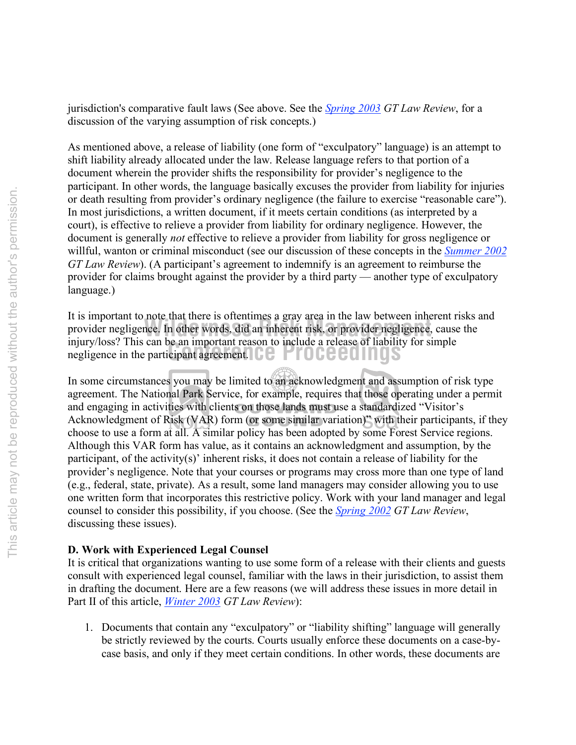jurisdiction's comparative fault laws (See above. See the *Spring 2003* *GT Law Review*, for a discussion of the varying assumption of risk concepts.)

As mentioned above, a release of liability (one form of "exculpatory" language) is an attempt to shift liability already allocated under the law. Release language refers to that portion of a document wherein the provider shifts the responsibility for provider's negligence to the participant. In other words, the language basically excuses the provider from liability for injuries or death resulting from provider's ordinary negligence (the failure to exercise "reasonable care"). In most jurisdictions, a written document, if it meets certain conditions (as interpreted by a court), is effective to relieve a provider from liability for ordinary negligence. However, the document is generally *not* effective to relieve a provider from liability for gross negligence or willful, wanton or criminal misconduct (see our discussion of these concepts in the *Summer 2002* *GT Law Review*). (A participant's agreement to indemnify is an agreement to reimburse the provider for claims brought against the provider by a third party — another type of exculpatory language.)

It is important to note that there is oftentimes a gray area in the law between inherent risks and provider negligence. In other words, did an inherent risk, or provider negligence, cause the injury/loss? This can be an important reason to include a release of liability for simple negligence in the participant agreement.

In some circumstances you may be limited to an acknowledgment and assumption of risk type agreement. The National Park Service, for example, requires that those operating under a permit and engaging in activities with clients on those lands must use a standardized "Visitor's Acknowledgment of Risk (VAR) form (or some similar variation)" with their participants, if they choose to use a form at all. A similar policy has been adopted by some Forest Service regions. Although this VAR form has value, as it contains an acknowledgment and assumption, by the participant, of the activity(s)' inherent risks, it does not contain a release of liability for the provider's negligence. Note that your courses or programs may cross more than one type of land (e.g., federal, state, private). As a result, some land managers may consider allowing you to use one written form that incorporates this restrictive policy. Work with your land manager and legal counsel to consider this possibility, if you choose. (See the *Spring 2002* *GT Law Review*, discussing these issues).

**D. Work with Experienced Legal Counsel**

It is critical that organizations wanting to use some form of a release with their clients and guests consult with experienced legal counsel, familiar with the laws in their jurisdiction, to assist them in drafting the document. Here are a few reasons (we will address these issues in more detail in Part II of this article, *Winter 2003* *GT Law Review*):

1. Documents that contain any "exculpatory" or "liability shifting" language will generally be strictly reviewed by the courts. Courts usually enforce these documents on a case-by-case basis, and only if they meet certain conditions. In other words, these documents are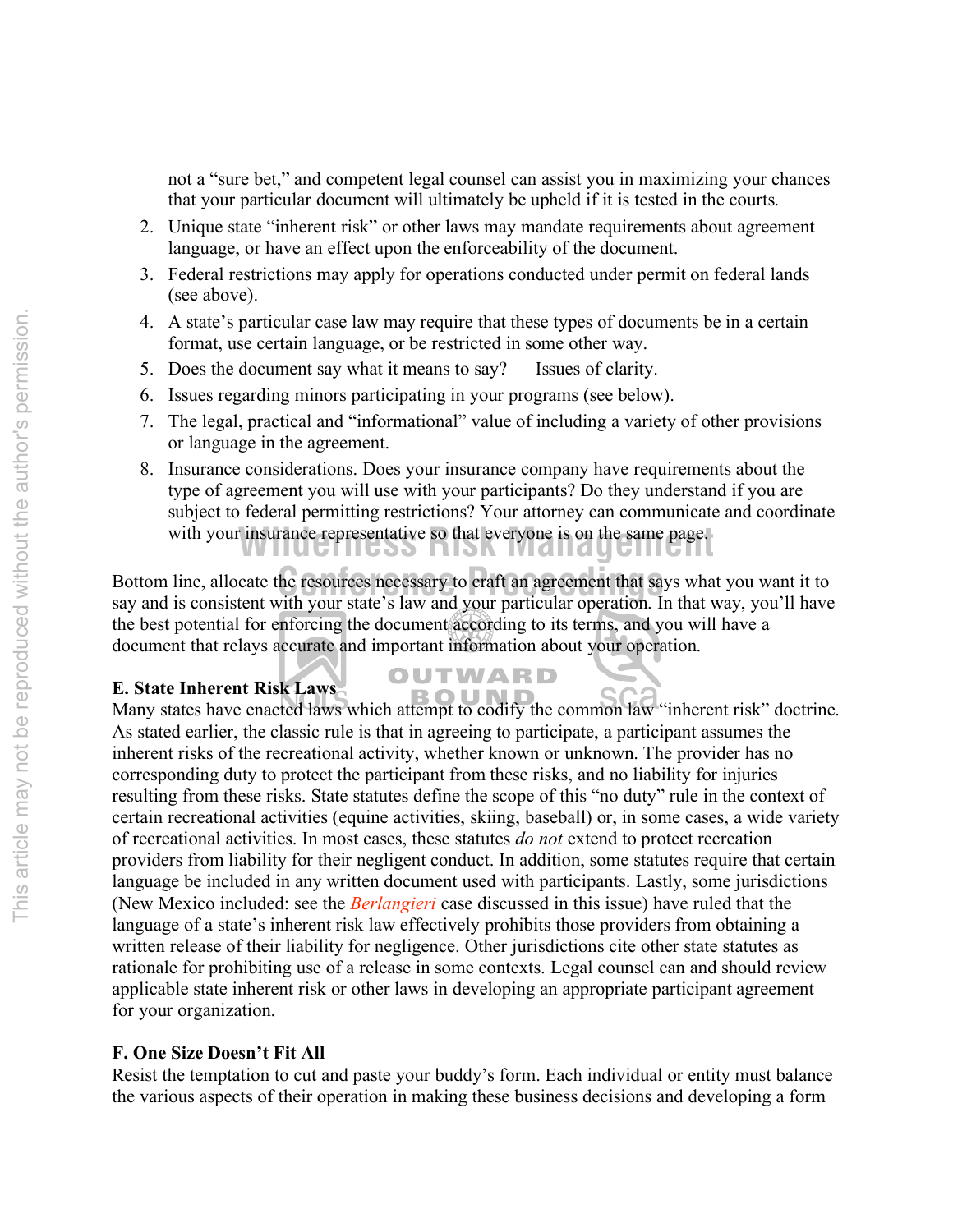not a "sure bet," and competent legal counsel can assist you in maximizing your chances that your particular document will ultimately be upheld if it is tested in the courts.

2. Unique state "inherent risk" or other laws may mandate requirements about agreement language, or have an effect upon the enforceability of the document.
3. Federal restrictions may apply for operations conducted under permit on federal lands (see above).
4. A state's particular case law may require that these types of documents be in a certain format, use certain language, or be restricted in some other way.
5. Does the document say what it means to say? — Issues of clarity.
6. Issues regarding minors participating in your programs (see below).
7. The legal, practical and "informational" value of including a variety of other provisions or language in the agreement.
8. Insurance considerations. Does your insurance company have requirements about the type of agreement you will use with your participants? Do they understand if you are subject to federal permitting restrictions? Your attorney can communicate and coordinate with your insurance representative so that everyone is on the same page.

Bottom line, allocate the resources necessary to craft an agreement that says what you want it to say and is consistent with your state's law and your particular operation. In that way, you'll have the best potential for enforcing the document according to its terms, and you will have a document that relays accurate and important information about your operation.

**E. State Inherent Risk Laws**

Many states have enacted laws which attempt to codify the common law "inherent risk" doctrine. As stated earlier, the classic rule is that in agreeing to participate, a participant assumes the inherent risks of the recreational activity, whether known or unknown. The provider has no corresponding duty to protect the participant from these risks, and no liability for injuries resulting from these risks. State statutes define the scope of this "no duty" rule in the context of certain recreational activities (equine activities, skiing, baseball) or, in some cases, a wide variety of recreational activities. In most cases, these statutes *do not* extend to protect recreation providers from liability for their negligent conduct. In addition, some statutes require that certain language be included in any written document used with participants. Lastly, some jurisdictions (New Mexico included: see the *Berlangieri* case discussed in this issue) have ruled that the language of a state's inherent risk law effectively prohibits those providers from obtaining a written release of their liability for negligence. Other jurisdictions cite other state statutes as rationale for prohibiting use of a release in some contexts. Legal counsel can and should review applicable state inherent risk or other laws in developing an appropriate participant agreement for your organization.

**F. One Size Doesn't Fit All**

Resist the temptation to cut and paste your buddy's form. Each individual or entity must balance the various aspects of their operation in making these business decisions and developing a form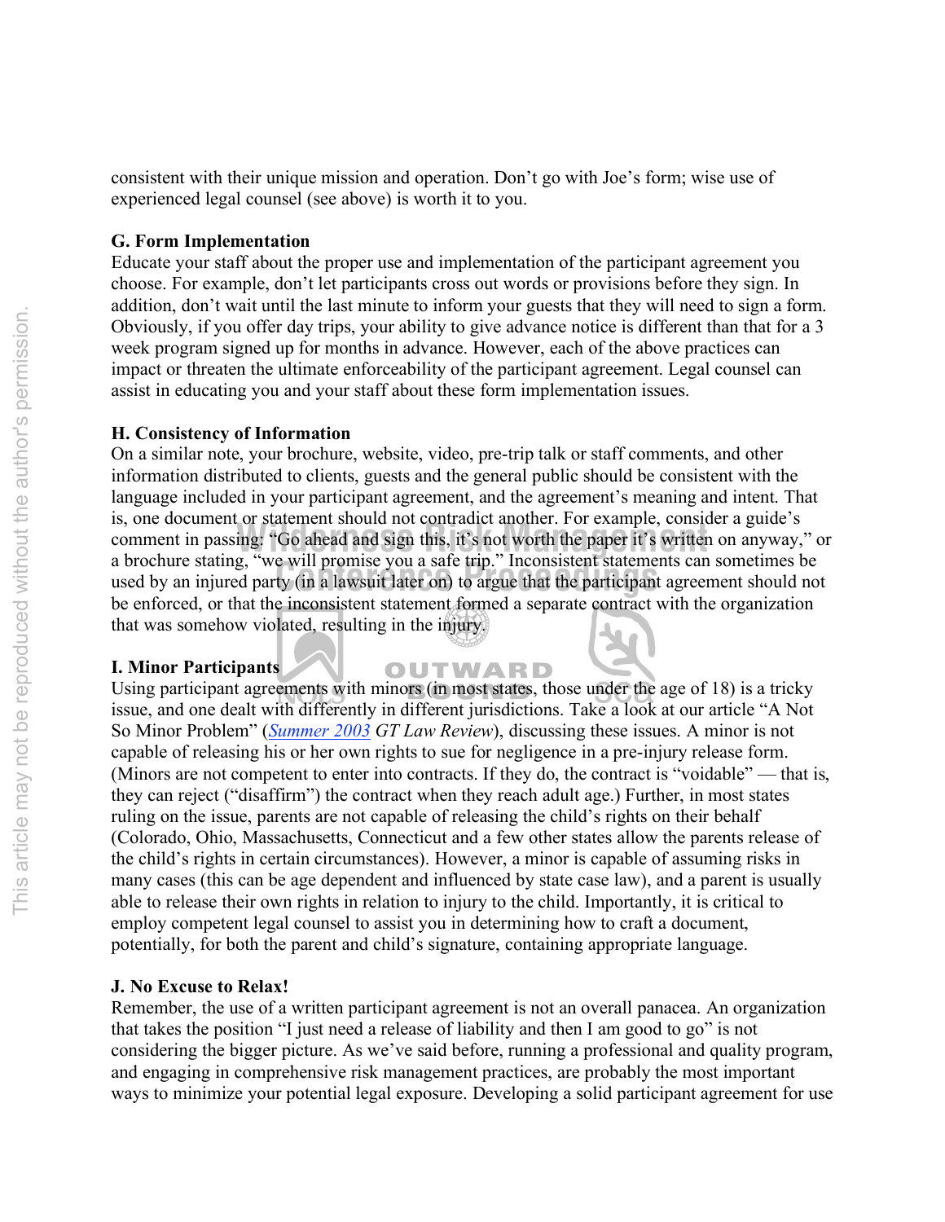consistent with their unique mission and operation. Don't go with Joe's form; wise use of experienced legal counsel (see above) is worth it to you.

**G. Form Implementation**

Educate your staff about the proper use and implementation of the participant agreement you choose. For example, don't let participants cross out words or provisions before they sign. In addition, don't wait until the last minute to inform your guests that they will need to sign a form. Obviously, if you offer day trips, your ability to give advance notice is different than that for a 3 week program signed up for months in advance. However, each of the above practices can impact or threaten the ultimate enforceability of the participant agreement. Legal counsel can assist in educating you and your staff about these form implementation issues.

**H. Consistency of Information**

On a similar note, your brochure, website, video, pre-trip talk or staff comments, and other information distributed to clients, guests and the general public should be consistent with the language included in your participant agreement, and the agreement's meaning and intent. That is, one document or statement should not contradict another. For example, consider a guide's comment in passing: "Go ahead and sign this, it's not worth the paper it's written on anyway," or a brochure stating, "we will promise you a safe trip." Inconsistent statements can sometimes be used by an injured party (in a lawsuit later on) to argue that the participant agreement should not be enforced, or that the inconsistent statement formed a separate contract with the organization that was somehow violated, resulting in the injury.

**I. Minor Participants**

Using participant agreements with minors (in most states, those under the age of 18) is a tricky issue, and one dealt with differently in different jurisdictions. Take a look at our article "A Not So Minor Problem" (*Summer 2003* *GT Law Review*), discussing these issues. A minor is not capable of releasing his or her own rights to sue for negligence in a pre-injury release form. (Minors are not competent to enter into contracts. If they do, the contract is "voidable" — that is, they can reject ("disaffirm") the contract when they reach adult age.) Further, in most states ruling on the issue, parents are not capable of releasing the child's rights on their behalf (Colorado, Ohio, Massachusetts, Connecticut and a few other states allow the parents release of the child's rights in certain circumstances). However, a minor is capable of assuming risks in many cases (this can be age dependent and influenced by state case law), and a parent is usually able to release their own rights in relation to injury to the child. Importantly, it is critical to employ competent legal counsel to assist you in determining how to craft a document, potentially, for both the parent and child's signature, containing appropriate language.

**J. No Excuse to Relax!**

Remember, the use of a written participant agreement is not an overall panacea. An organization that takes the position "I just need a release of liability and then I am good to go" is not considering the bigger picture. As we've said before, running a professional and quality program, and engaging in comprehensive risk management practices, are probably the most important ways to minimize your potential legal exposure. Developing a solid participant agreement for use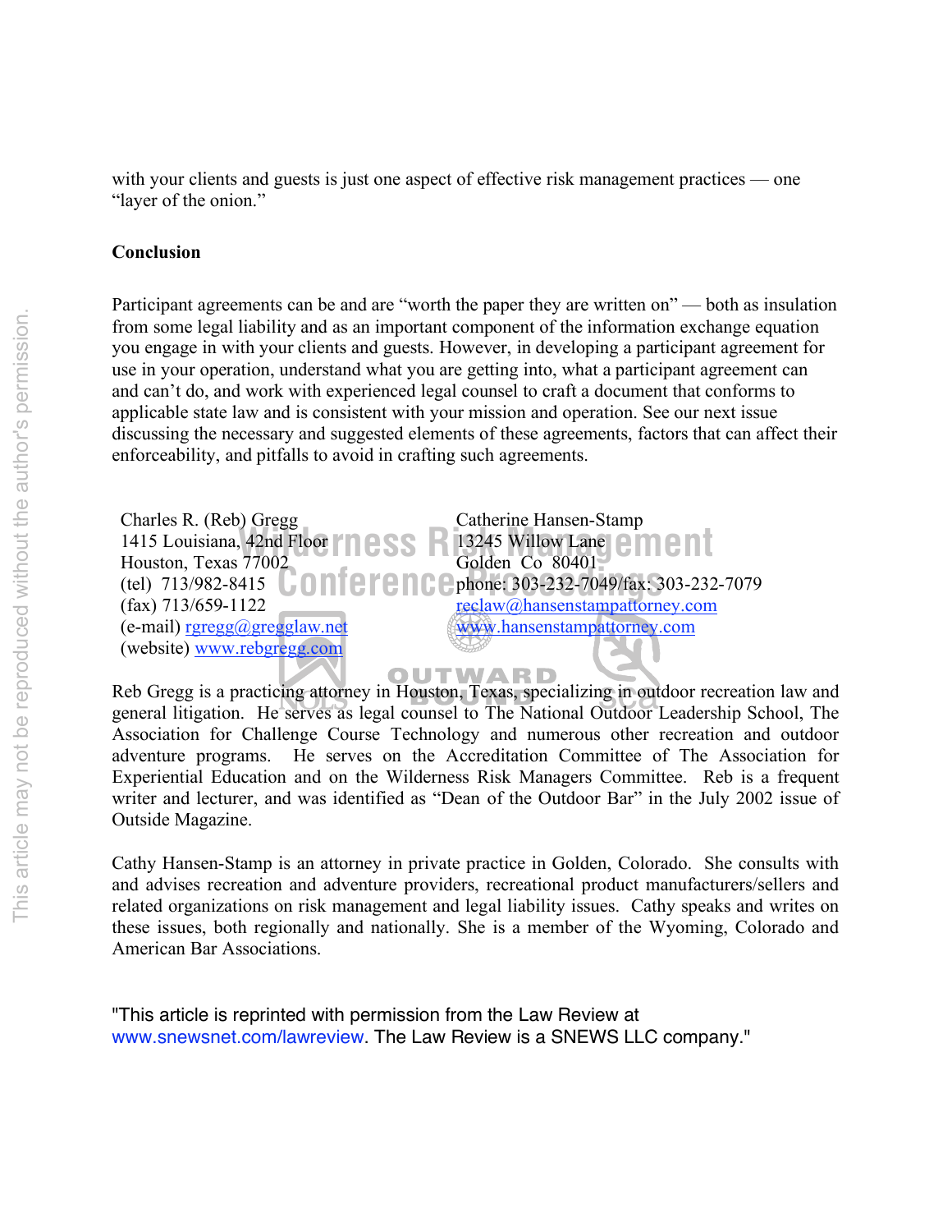with your clients and guests is just one aspect of effective risk management practices — one "layer of the onion."

**Conclusion**

Participant agreements can be and are "worth the paper they are written on" — both as insulation from some legal liability and as an important component of the information exchange equation you engage in with your clients and guests. However, in developing a participant agreement for use in your operation, understand what you are getting into, what a participant agreement can and can't do, and work with experienced legal counsel to craft a document that conforms to applicable state law and is consistent with your mission and operation. See our next issue discussing the necessary and suggested elements of these agreements, factors that can affect their enforceability, and pitfalls to avoid in crafting such agreements.

Charles R. (Reb) Gregg
1415 Louisiana, 42nd Floor
Houston, Texas 77002
(tel) 713/982-8415
(fax) 713/659-1122
(e-mail) rgregg@gregglaw.net
(website) www.rebgregg.com

Catherine Hansen-Stamp
13245 Willow Lane
Golden Co 80401
phone: 303-232-7049/fax: 303-232-7079
reclaw@hansenstampattorney.com
www.hansenstampattorney.com

Reb Gregg is a practicing attorney in Houston, Texas, specializing in outdoor recreation law and general litigation. He serves as legal counsel to The National Outdoor Leadership School, The Association for Challenge Course Technology and numerous other recreation and outdoor adventure programs. He serves on the Accreditation Committee of The Association for Experiential Education and on the Wilderness Risk Managers Committee. Reb is a frequent writer and lecturer, and was identified as "Dean of the Outdoor Bar" in the July 2002 issue of Outside Magazine.

Cathy Hansen-Stamp is an attorney in private practice in Golden, Colorado. She consults with and advises recreation and adventure providers, recreational product manufacturers/sellers and related organizations on risk management and legal liability issues. Cathy speaks and writes on these issues, both regionally and nationally. She is a member of the Wyoming, Colorado and American Bar Associations.

"This article is reprinted with permission from the Law Review at www.snewsnet.com/lawreview. The Law Review is a SNEWS LLC company."